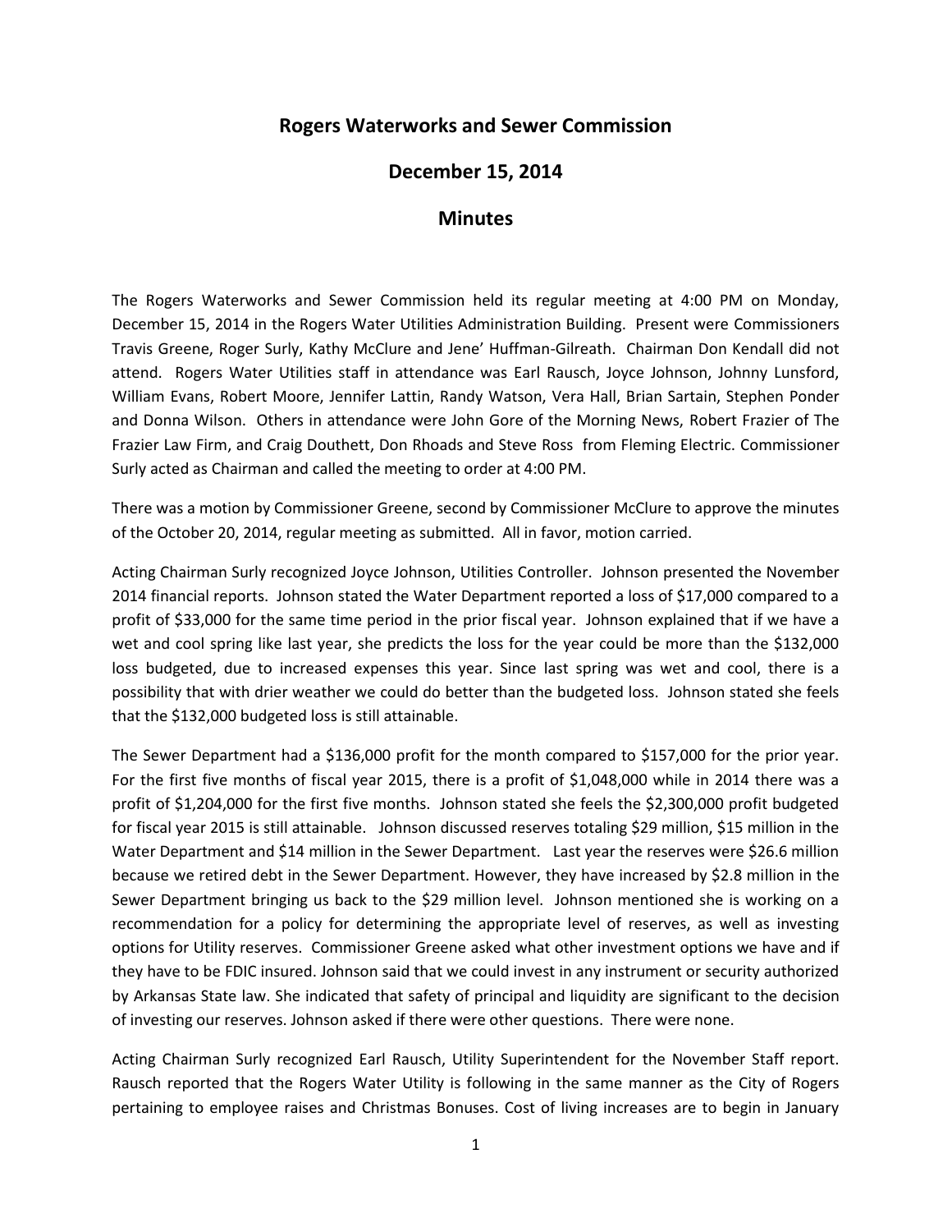# Rogers Waterworks and Sewer Commission

## December 15, 2014

## Minutes

The Rogers Waterworks and Sewer Commission held its regular meeting at 4:00 PM on Monday, December 15, 2014 in the Rogers Water Utilities Administration Building. Present were Commissioners Travis Greene, Roger Surly, Kathy McClure and Jene' Huffman-Gilreath. Chairman Don Kendall did not attend. Rogers Water Utilities staff in attendance was Earl Rausch, Joyce Johnson, Johnny Lunsford, William Evans, Robert Moore, Jennifer Lattin, Randy Watson, Vera Hall, Brian Sartain, Stephen Ponder and Donna Wilson. Others in attendance were John Gore of the Morning News, Robert Frazier of The Frazier Law Firm, and Craig Douthett, Don Rhoads and Steve Ross from Fleming Electric. Commissioner Surly acted as Chairman and called the meeting to order at 4:00 PM.

There was a motion by Commissioner Greene, second by Commissioner McClure to approve the minutes of the October 20, 2014, regular meeting as submitted. All in favor, motion carried.

Acting Chairman Surly recognized Joyce Johnson, Utilities Controller. Johnson presented the November 2014 financial reports. Johnson stated the Water Department reported a loss of $17,000 compared to a profit of $33,000 for the same time period in the prior fiscal year. Johnson explained that if we have a wet and cool spring like last year, she predicts the loss for the year could be more than the $132,000 loss budgeted, due to increased expenses this year. Since last spring was wet and cool, there is a possibility that with drier weather we could do better than the budgeted loss. Johnson stated she feels that the $132,000 budgeted loss is still attainable.

The Sewer Department had a $136,000 profit for the month compared to $157,000 for the prior year. For the first five months of fiscal year 2015, there is a profit of $1,048,000 while in 2014 there was a profit of $1,204,000 for the first five months. Johnson stated she feels the $2,300,000 profit budgeted for fiscal year 2015 is still attainable. Johnson discussed reserves totaling $29 million, $15 million in the Water Department and $14 million in the Sewer Department. Last year the reserves were $26.6 million because we retired debt in the Sewer Department. However, they have increased by $2.8 million in the Sewer Department bringing us back to the $29 million level. Johnson mentioned she is working on a recommendation for a policy for determining the appropriate level of reserves, as well as investing options for Utility reserves. Commissioner Greene asked what other investment options we have and if they have to be FDIC insured. Johnson said that we could invest in any instrument or security authorized by Arkansas State law. She indicated that safety of principal and liquidity are significant to the decision of investing our reserves. Johnson asked if there were other questions. There were none.

Acting Chairman Surly recognized Earl Rausch, Utility Superintendent for the November Staff report. Rausch reported that the Rogers Water Utility is following in the same manner as the City of Rogers pertaining to employee raises and Christmas Bonuses. Cost of living increases are to begin in January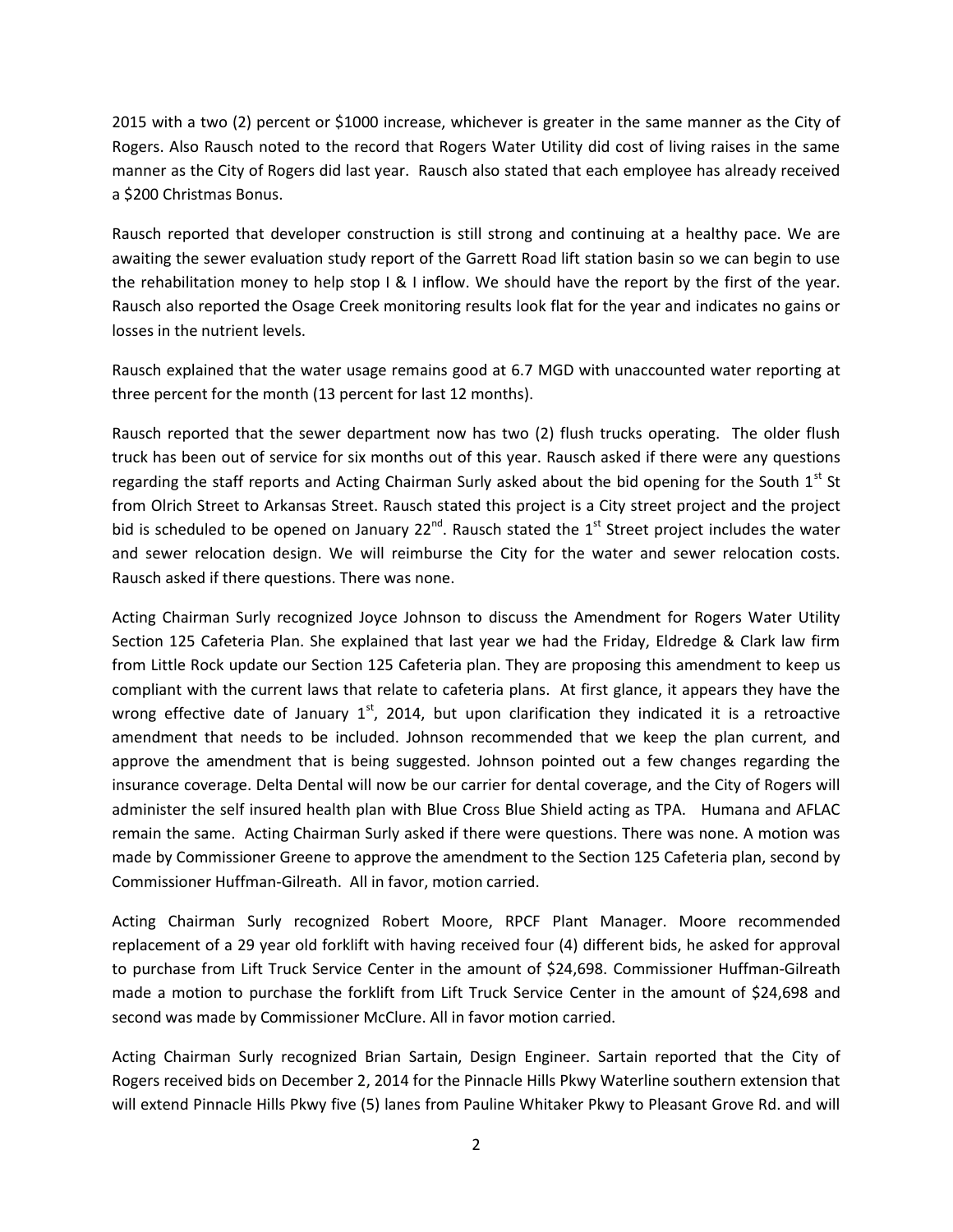2015 with a two (2) percent or $1000 increase, whichever is greater in the same manner as the City of Rogers. Also Rausch noted to the record that Rogers Water Utility did cost of living raises in the same manner as the City of Rogers did last year. Rausch also stated that each employee has already received a $200 Christmas Bonus.

Rausch reported that developer construction is still strong and continuing at a healthy pace. We are awaiting the sewer evaluation study report of the Garrett Road lift station basin so we can begin to use the rehabilitation money to help stop I & I inflow. We should have the report by the first of the year. Rausch also reported the Osage Creek monitoring results look flat for the year and indicates no gains or losses in the nutrient levels.

Rausch explained that the water usage remains good at 6.7 MGD with unaccounted water reporting at three percent for the month (13 percent for last 12 months).

Rausch reported that the sewer department now has two (2) flush trucks operating. The older flush truck has been out of service for six months out of this year. Rausch asked if there were any questions regarding the staff reports and Acting Chairman Surly asked about the bid opening for the South 1st St from Olrich Street to Arkansas Street. Rausch stated this project is a City street project and the project bid is scheduled to be opened on January 22nd. Rausch stated the 1st Street project includes the water and sewer relocation design. We will reimburse the City for the water and sewer relocation costs. Rausch asked if there questions. There was none.

Acting Chairman Surly recognized Joyce Johnson to discuss the Amendment for Rogers Water Utility Section 125 Cafeteria Plan. She explained that last year we had the Friday, Eldredge & Clark law firm from Little Rock update our Section 125 Cafeteria plan. They are proposing this amendment to keep us compliant with the current laws that relate to cafeteria plans. At first glance, it appears they have the wrong effective date of January 1st, 2014, but upon clarification they indicated it is a retroactive amendment that needs to be included. Johnson recommended that we keep the plan current, and approve the amendment that is being suggested. Johnson pointed out a few changes regarding the insurance coverage. Delta Dental will now be our carrier for dental coverage, and the City of Rogers will administer the self insured health plan with Blue Cross Blue Shield acting as TPA. Humana and AFLAC remain the same. Acting Chairman Surly asked if there were questions. There was none. A motion was made by Commissioner Greene to approve the amendment to the Section 125 Cafeteria plan, second by Commissioner Huffman-Gilreath. All in favor, motion carried.

Acting Chairman Surly recognized Robert Moore, RPCF Plant Manager. Moore recommended replacement of a 29 year old forklift with having received four (4) different bids, he asked for approval to purchase from Lift Truck Service Center in the amount of $24,698. Commissioner Huffman-Gilreath made a motion to purchase the forklift from Lift Truck Service Center in the amount of $24,698 and second was made by Commissioner McClure. All in favor motion carried.

Acting Chairman Surly recognized Brian Sartain, Design Engineer. Sartain reported that the City of Rogers received bids on December 2, 2014 for the Pinnacle Hills Pkwy Waterline southern extension that will extend Pinnacle Hills Pkwy five (5) lanes from Pauline Whitaker Pkwy to Pleasant Grove Rd. and will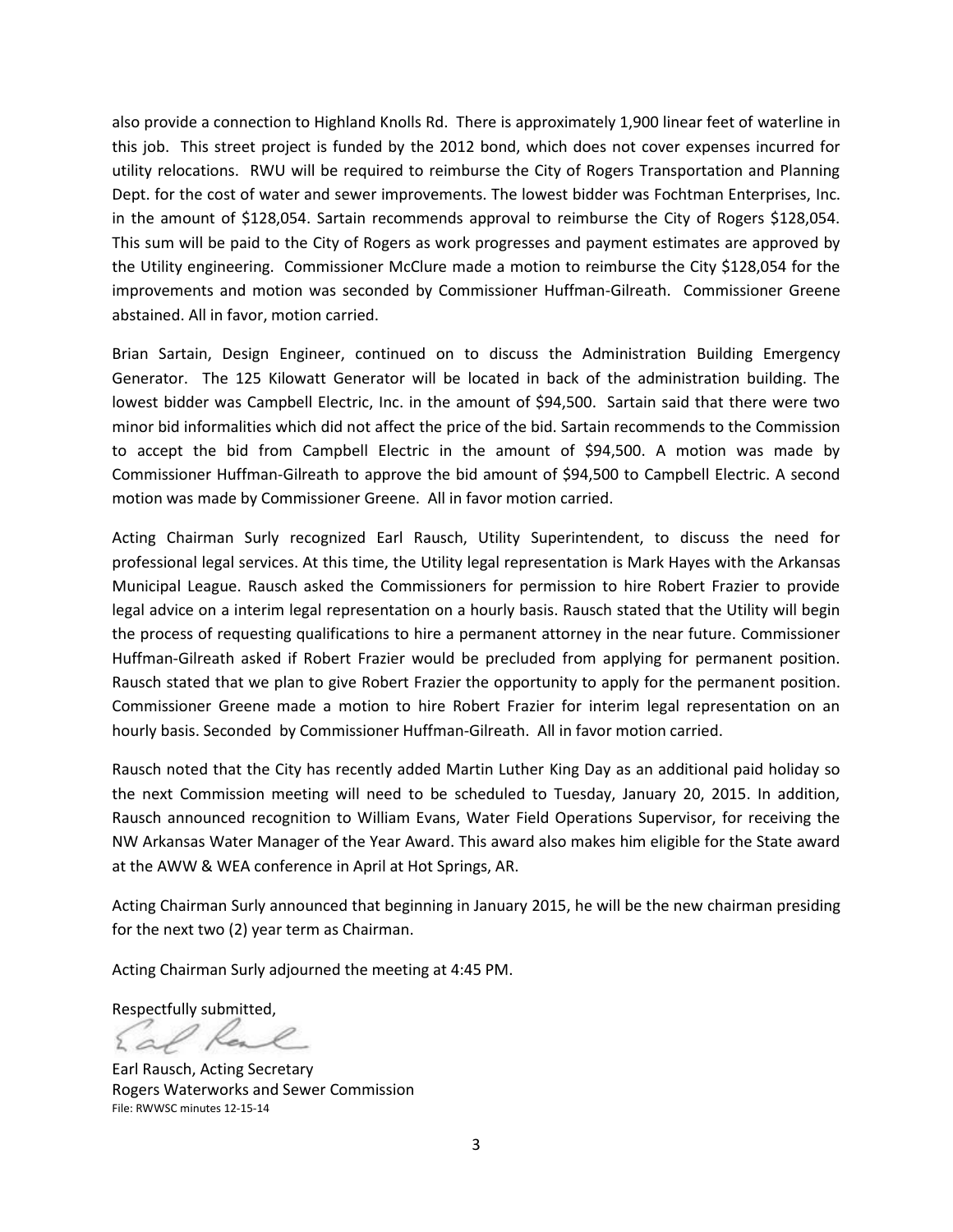also provide a connection to Highland Knolls Rd. There is approximately 1,900 linear feet of waterline in this job. This street project is funded by the 2012 bond, which does not cover expenses incurred for utility relocations. RWU will be required to reimburse the City of Rogers Transportation and Planning Dept. for the cost of water and sewer improvements. The lowest bidder was Fochtman Enterprises, Inc. in the amount of $128,054. Sartain recommends approval to reimburse the City of Rogers $128,054. This sum will be paid to the City of Rogers as work progresses and payment estimates are approved by the Utility engineering. Commissioner McClure made a motion to reimburse the City $128,054 for the improvements and motion was seconded by Commissioner Huffman-Gilreath. Commissioner Greene abstained. All in favor, motion carried.

Brian Sartain, Design Engineer, continued on to discuss the Administration Building Emergency Generator. The 125 Kilowatt Generator will be located in back of the administration building. The lowest bidder was Campbell Electric, Inc. in the amount of $94,500. Sartain said that there were two minor bid informalities which did not affect the price of the bid. Sartain recommends to the Commission to accept the bid from Campbell Electric in the amount of $94,500. A motion was made by Commissioner Huffman-Gilreath to approve the bid amount of $94,500 to Campbell Electric. A second motion was made by Commissioner Greene. All in favor motion carried.

Acting Chairman Surly recognized Earl Rausch, Utility Superintendent, to discuss the need for professional legal services. At this time, the Utility legal representation is Mark Hayes with the Arkansas Municipal League. Rausch asked the Commissioners for permission to hire Robert Frazier to provide legal advice on a interim legal representation on a hourly basis. Rausch stated that the Utility will begin the process of requesting qualifications to hire a permanent attorney in the near future. Commissioner Huffman-Gilreath asked if Robert Frazier would be precluded from applying for permanent position. Rausch stated that we plan to give Robert Frazier the opportunity to apply for the permanent position. Commissioner Greene made a motion to hire Robert Frazier for interim legal representation on an hourly basis. Seconded by Commissioner Huffman-Gilreath. All in favor motion carried.

Rausch noted that the City has recently added Martin Luther King Day as an additional paid holiday so the next Commission meeting will need to be scheduled to Tuesday, January 20, 2015. In addition, Rausch announced recognition to William Evans, Water Field Operations Supervisor, for receiving the NW Arkansas Water Manager of the Year Award. This award also makes him eligible for the State award at the AWW & WEA conference in April at Hot Springs, AR.

Acting Chairman Surly announced that beginning in January 2015, he will be the new chairman presiding for the next two (2) year term as Chairman.

Acting Chairman Surly adjourned the meeting at 4:45 PM.

Respectfully submitted,

Earl Rausch, Acting Secretary
Rogers Waterworks and Sewer Commission
File: RWWSC minutes 12-15-14